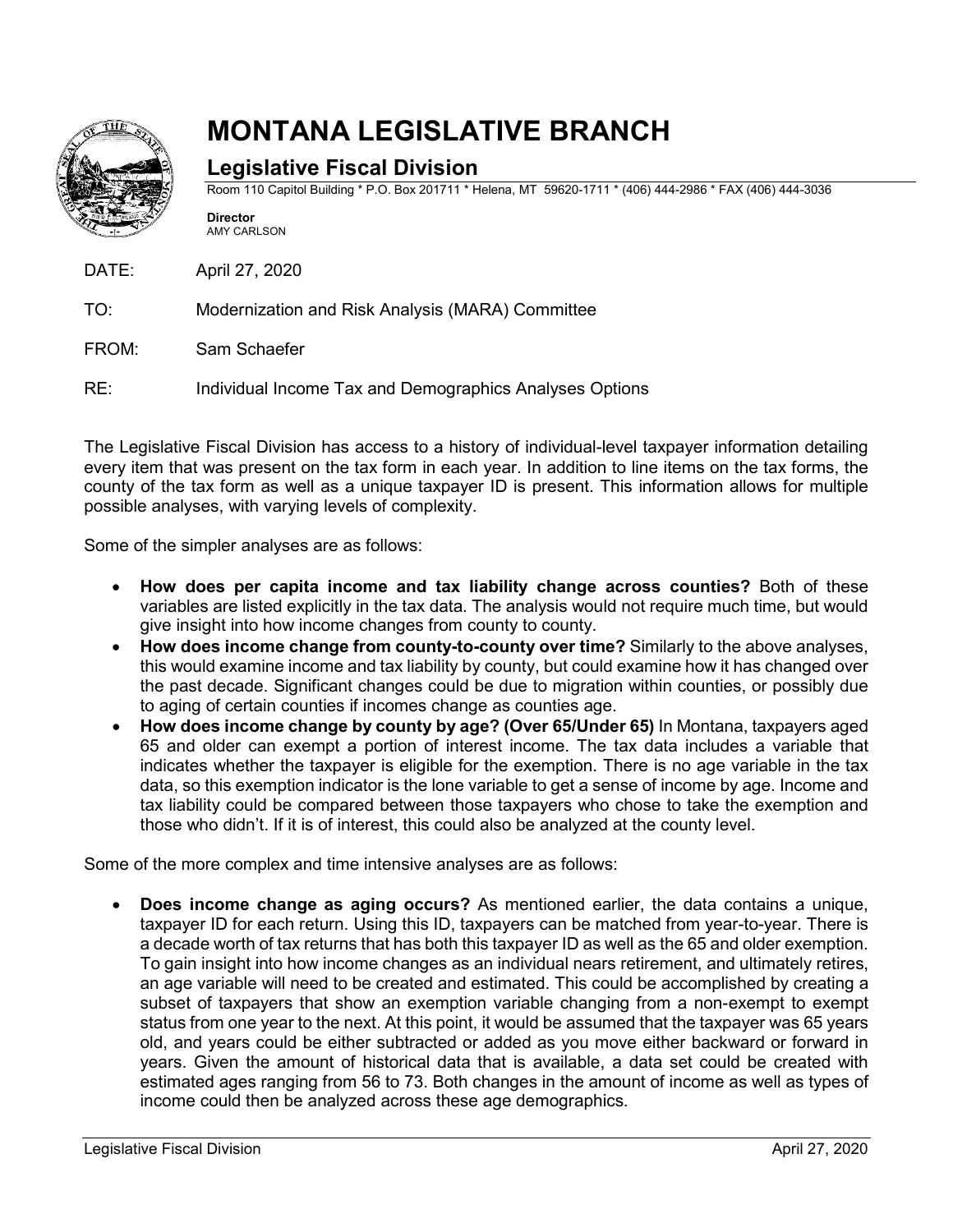# MONTANA LEGISLATIVE BRANCH

## Legislative Fiscal Division

Room 110 Capitol Building * P.O. Box 201711 * Helena, MT 59620-1711 * (406) 444-2986 * FAX (406) 444-3036

**Director**
AMY CARLSON

DATE: April 27, 2020

TO: Modernization and Risk Analysis (MARA) Committee

FROM: Sam Schaefer

RE: Individual Income Tax and Demographics Analyses Options

The Legislative Fiscal Division has access to a history of individual-level taxpayer information detailing every item that was present on the tax form in each year. In addition to line items on the tax forms, the county of the tax form as well as a unique taxpayer ID is present. This information allows for multiple possible analyses, with varying levels of complexity.

Some of the simpler analyses are as follows:

- **How does per capita income and tax liability change across counties?** Both of these variables are listed explicitly in the tax data. The analysis would not require much time, but would give insight into how income changes from county to county.
- **How does income change from county-to-county over time?** Similarly to the above analyses, this would examine income and tax liability by county, but could examine how it has changed over the past decade. Significant changes could be due to migration within counties, or possibly due to aging of certain counties if incomes change as counties age.
- **How does income change by county by age? (Over 65/Under 65)** In Montana, taxpayers aged 65 and older can exempt a portion of interest income. The tax data includes a variable that indicates whether the taxpayer is eligible for the exemption. There is no age variable in the tax data, so this exemption indicator is the lone variable to get a sense of income by age. Income and tax liability could be compared between those taxpayers who chose to take the exemption and those who didn't. If it is of interest, this could also be analyzed at the county level.

Some of the more complex and time intensive analyses are as follows:

- **Does income change as aging occurs?** As mentioned earlier, the data contains a unique, taxpayer ID for each return. Using this ID, taxpayers can be matched from year-to-year. There is a decade worth of tax returns that has both this taxpayer ID as well as the 65 and older exemption. To gain insight into how income changes as an individual nears retirement, and ultimately retires, an age variable will need to be created and estimated. This could be accomplished by creating a subset of taxpayers that show an exemption variable changing from a non-exempt to exempt status from one year to the next. At this point, it would be assumed that the taxpayer was 65 years old, and years could be either subtracted or added as you move either backward or forward in years. Given the amount of historical data that is available, a data set could be created with estimated ages ranging from 56 to 73. Both changes in the amount of income as well as types of income could then be analyzed across these age demographics.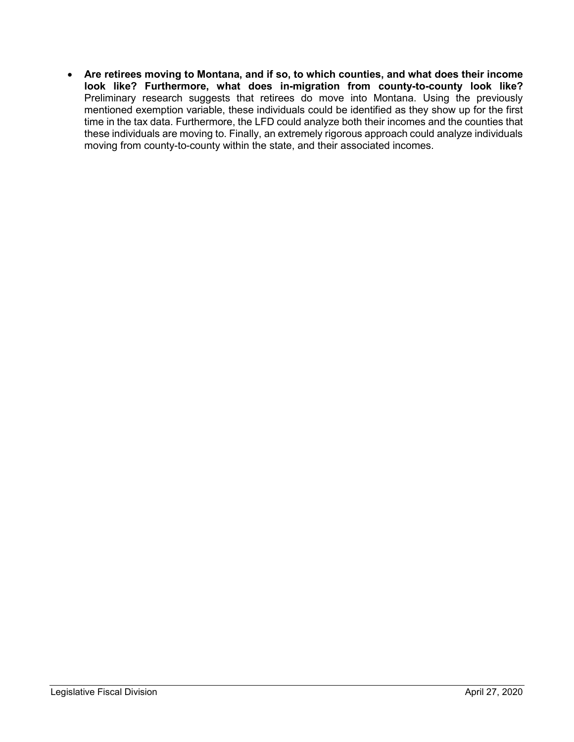- **Are retirees moving to Montana, and if so, to which counties, and what does their income look like? Furthermore, what does in-migration from county-to-county look like?** Preliminary research suggests that retirees do move into Montana. Using the previously mentioned exemption variable, these individuals could be identified as they show up for the first time in the tax data. Furthermore, the LFD could analyze both their incomes and the counties that these individuals are moving to. Finally, an extremely rigorous approach could analyze individuals moving from county-to-county within the state, and their associated incomes.